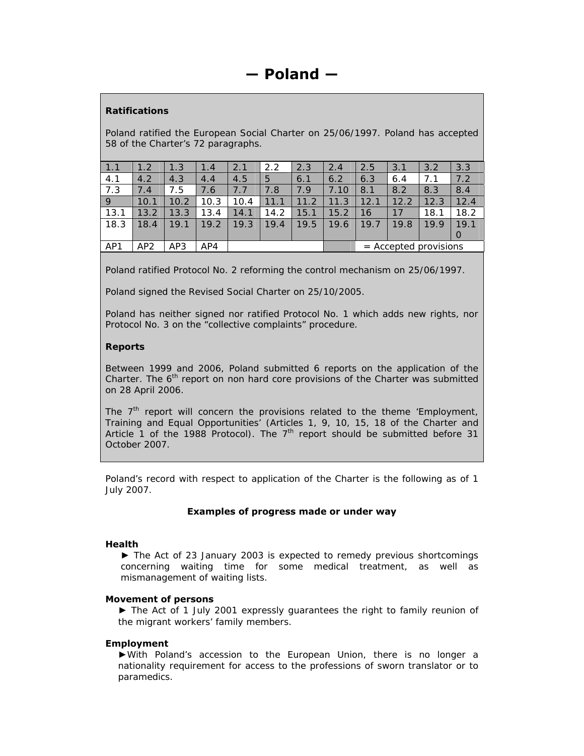# — Poland —

**Ratifications**

Poland ratified the European Social Charter on 25/06/1997. Poland has accepted 58 of the Charter's 72 paragraphs.

| 1.1 | 1.2 | 1.3 | 1.4 | 2.1 | 2.2 | 2.3 | 2.4 | 2.5 | 3.1 | 3.2 | 3.3 |
|---|---|---|---|---|---|---|---|---|---|---|---|
| 4.1 | 4.2 | 4.3 | 4.4 | 4.5 | 5 | 6.1 | 6.2 | 6.3 | 6.4 | 7.1 | 7.2 |
| 7.3 | 7.4 | 7.5 | 7.6 | 7.7 | 7.8 | 7.9 | 7.10 | 8.1 | 8.2 | 8.3 | 8.4 |
| 9 | 10.1 | 10.2 | 10.3 | 10.4 | 11.1 | 11.2 | 11.3 | 12.1 | 12.2 | 12.3 | 12.4 |
| 13.1 | 13.2 | 13.3 | 13.4 | 14.1 | 14.2 | 15.1 | 15.2 | 16 | 17 | 18.1 | 18.2 |
| 18.3 | 18.4 | 19.1 | 19.2 | 19.3 | 19.4 | 19.5 | 19.6 | 19.7 | 19.8 | 19.9 | 19.10 |
| AP1 | AP2 | AP3 | AP4 | | | | | = Accepted provisions | | | |

Poland ratified Protocol No. 2 reforming the control mechanism on 25/06/1997.

Poland signed the Revised Social Charter on 25/10/2005.

Poland has neither signed nor ratified Protocol No. 1 which adds new rights, nor Protocol No. 3 on the "collective complaints" procedure.

**Reports**

Between 1999 and 2006, Poland submitted 6 reports on the application of the Charter. The 6th report on non hard core provisions of the Charter was submitted on 28 April 2006.

The 7th report will concern the provisions related to the theme 'Employment, Training and Equal Opportunities' (Articles 1, 9, 10, 15, 18 of the Charter and Article 1 of the 1988 Protocol). The 7th report should be submitted before 31 October 2007.

Poland's record with respect to application of the Charter is the following as of 1 July 2007.

**Examples of progress made or under way**

**Health**

► The Act of 23 January 2003 is expected to remedy previous shortcomings concerning waiting time for some medical treatment, as well as mismanagement of waiting lists.

**Movement of persons**

► The Act of 1 July 2001 expressly guarantees the right to family reunion of the migrant workers' family members.

**Employment**

► With Poland's accession to the European Union, there is no longer a nationality requirement for access to the professions of sworn translator or to paramedics.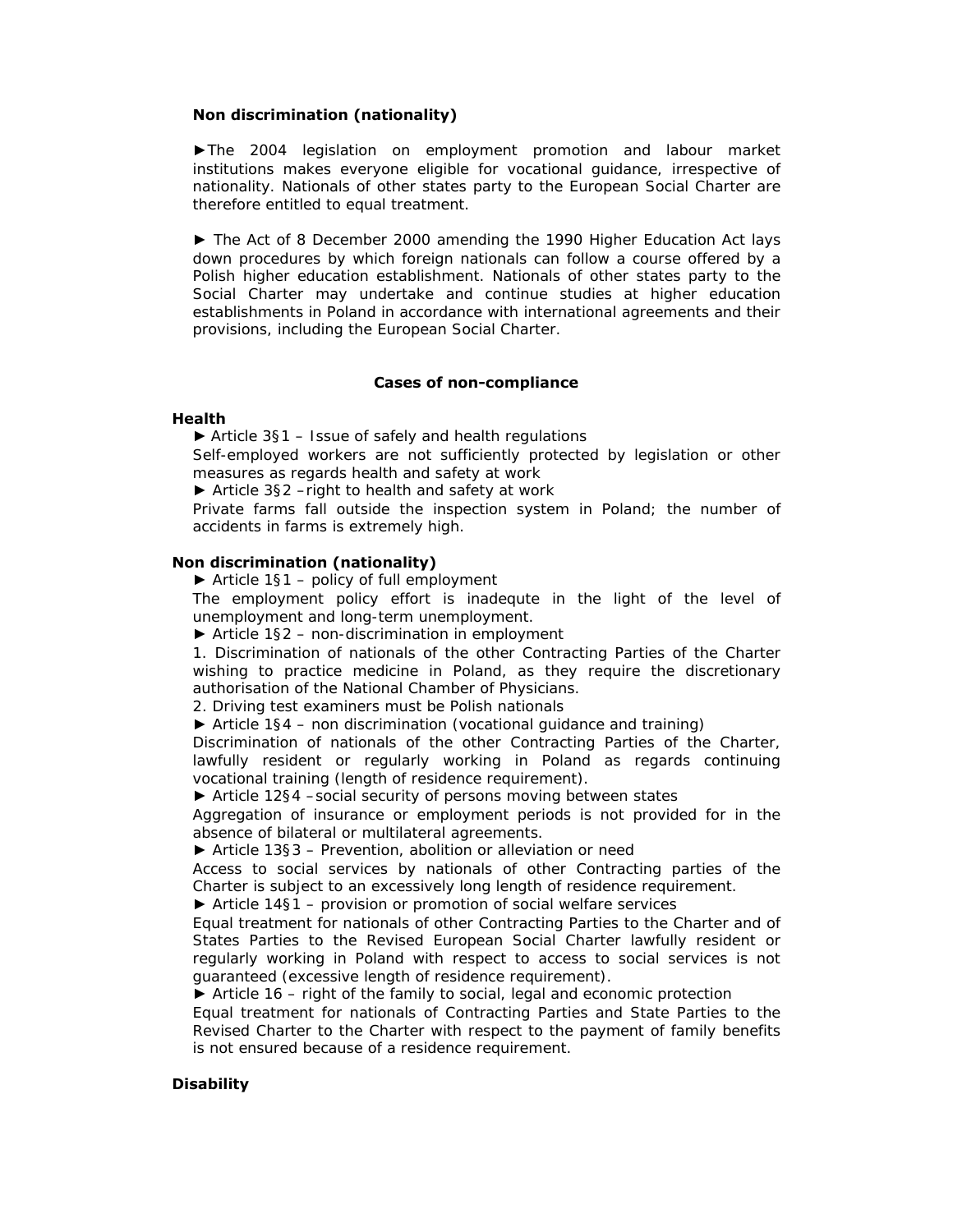**Non discrimination (nationality)**

►The 2004 legislation on employment promotion and labour market institutions makes everyone eligible for vocational guidance, irrespective of nationality. Nationals of other states party to the European Social Charter are therefore entitled to equal treatment.

► The Act of 8 December 2000 amending the 1990 Higher Education Act lays down procedures by which foreign nationals can follow a course offered by a Polish higher education establishment. Nationals of other states party to the Social Charter may undertake and continue studies at higher education establishments in Poland in accordance with international agreements and their provisions, including the European Social Charter.

**Cases of non-compliance**

**Health**

► Article 3§1 – Issue of safely and health regulations

Self-employed workers are not sufficiently protected by legislation or other measures as regards health and safety at work

► Article 3§2 –right to health and safety at work

Private farms fall outside the inspection system in Poland; the number of accidents in farms is extremely high.

**Non discrimination (nationality)**

► Article 1§1 – policy of full employment

The employment policy effort is inadequte in the light of the level of unemployment and long-term unemployment.

► Article 1§2 – non-discrimination in employment

1. Discrimination of nationals of the other Contracting Parties of the Charter wishing to practice medicine in Poland, as they require the discretionary authorisation of the National Chamber of Physicians.
2. Driving test examiners must be Polish nationals

► Article 1§4 – non discrimination (vocational guidance and training)

Discrimination of nationals of the other Contracting Parties of the Charter, lawfully resident or regularly working in Poland as regards continuing vocational training (length of residence requirement).

► Article 12§4 –social security of persons moving between states

Aggregation of insurance or employment periods is not provided for in the absence of bilateral or multilateral agreements.

► Article 13§3 – Prevention, abolition or alleviation or need

Access to social services by nationals of other Contracting parties of the Charter is subject to an excessively long length of residence requirement.

► Article 14§1 – provision or promotion of social welfare services

Equal treatment for nationals of other Contracting Parties to the Charter and of States Parties to the Revised European Social Charter lawfully resident or regularly working in Poland with respect to access to social services is not guaranteed (excessive length of residence requirement).

► Article 16 – right of the family to social, legal and economic protection

Equal treatment for nationals of Contracting Parties and State Parties to the Revised Charter to the Charter with respect to the payment of family benefits is not ensured because of a residence requirement.

**Disability**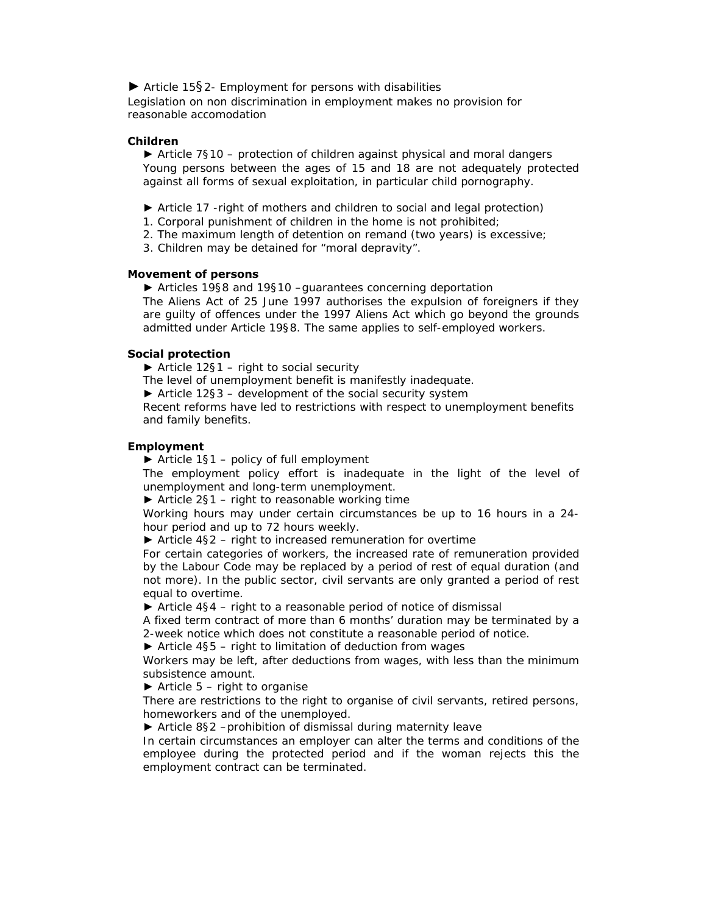► Article 15§2- Employment for persons with disabilities

Legislation on non discrimination in employment makes no provision for reasonable accomodation

**Children**

► Article 7§10 – protection of children against physical and moral dangers

Young persons between the ages of 15 and 18 are not adequately protected against all forms of sexual exploitation, in particular child pornography.

► Article 17 -right of mothers and children to social and legal protection)

1. Corporal punishment of children in the home is not prohibited;
2. The maximum length of detention on remand (two years) is excessive;
3. Children may be detained for "moral depravity".

**Movement of persons**

► Articles 19§8 and 19§10 –guarantees concerning deportation

The Aliens Act of 25 June 1997 authorises the expulsion of foreigners if they are guilty of offences under the 1997 Aliens Act which go beyond the grounds admitted under Article 19§8. The same applies to self-employed workers.

**Social protection**

► Article 12§1 – right to social security

The level of unemployment benefit is manifestly inadequate.

► Article 12§3 – development of the social security system

Recent reforms have led to restrictions with respect to unemployment benefits and family benefits.

**Employment**

► Article 1§1 – policy of full employment

The employment policy effort is inadequate in the light of the level of unemployment and long-term unemployment.

► Article 2§1 – right to reasonable working time

Working hours may under certain circumstances be up to 16 hours in a 24-hour period and up to 72 hours weekly.

► Article 4§2 – right to increased remuneration for overtime

For certain categories of workers, the increased rate of remuneration provided by the Labour Code may be replaced by a period of rest of equal duration (and not more). In the public sector, civil servants are only granted a period of rest equal to overtime.

► Article 4§4 – right to a reasonable period of notice of dismissal

A fixed term contract of more than 6 months' duration may be terminated by a 2-week notice which does not constitute a reasonable period of notice.

► Article 4§5 – right to limitation of deduction from wages

Workers may be left, after deductions from wages, with less than the minimum subsistence amount.

► Article 5 – right to organise

There are restrictions to the right to organise of civil servants, retired persons, homeworkers and of the unemployed.

► Article 8§2 –prohibition of dismissal during maternity leave

In certain circumstances an employer can alter the terms and conditions of the employee during the protected period and if the woman rejects this the employment contract can be terminated.